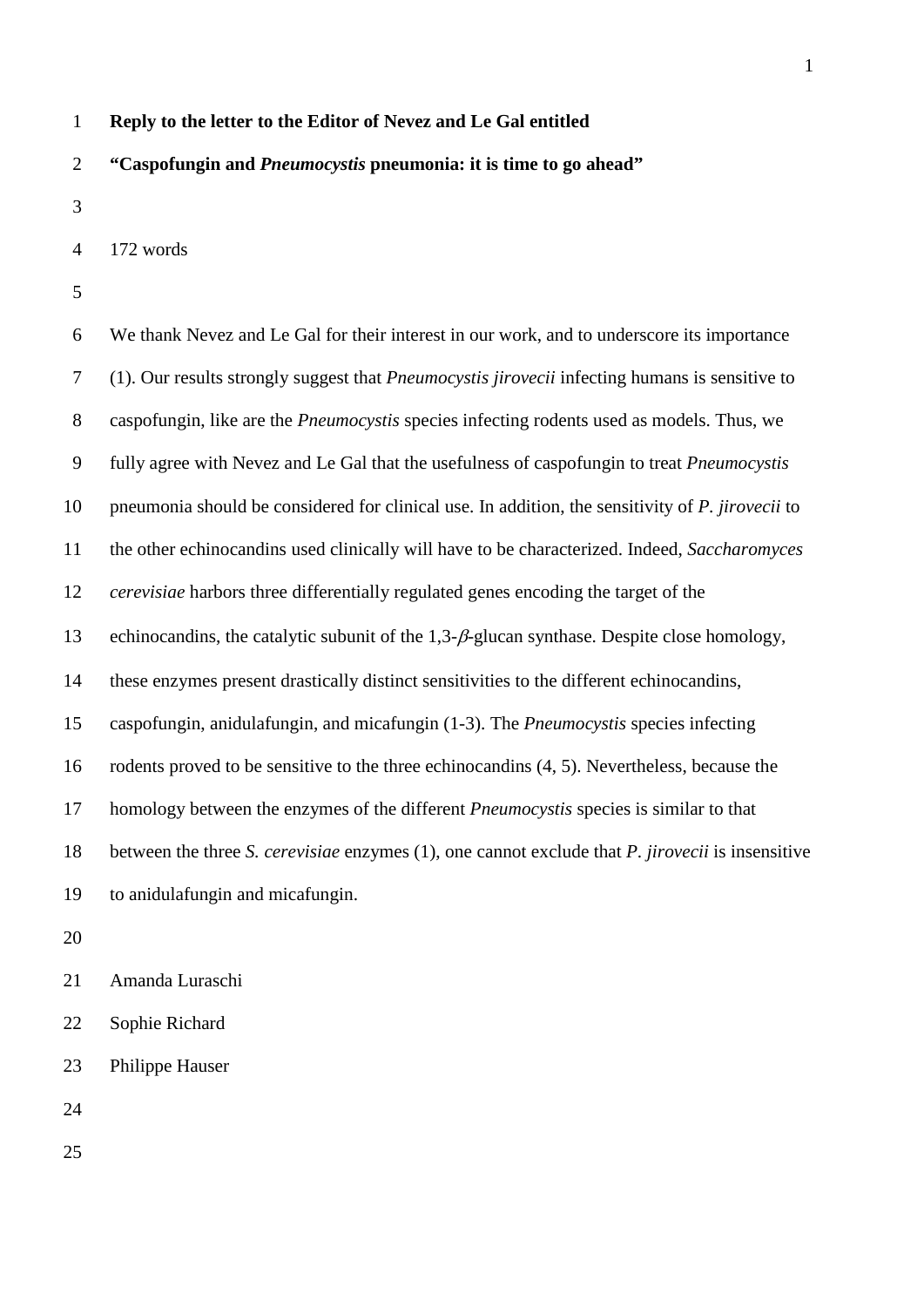**Reply to the letter to the Editor of Nevez and Le Gal entitled**

**"Caspofungin and *Pneumocystis* pneumonia: it is time to go ahead"**

172 words

We thank Nevez and Le Gal for their interest in our work, and to underscore its importance (1). Our results strongly suggest that *Pneumocystis jirovecii* infecting humans is sensitive to caspofungin, like are the *Pneumocystis* species infecting rodents used as models. Thus, we fully agree with Nevez and Le Gal that the usefulness of caspofungin to treat *Pneumocystis* pneumonia should be considered for clinical use. In addition, the sensitivity of *P. jirovecii* to the other echinocandins used clinically will have to be characterized. Indeed, *Saccharomyces cerevisiae* harbors three differentially regulated genes encoding the target of the echinocandins, the catalytic subunit of the 1,3-$\beta$-glucan synthase. Despite close homology, these enzymes present drastically distinct sensitivities to the different echinocandins, caspofungin, anidulafungin, and micafungin (1-3). The *Pneumocystis* species infecting rodents proved to be sensitive to the three echinocandins (4, 5). Nevertheless, because the homology between the enzymes of the different *Pneumocystis* species is similar to that between the three *S. cerevisiae* enzymes (1), one cannot exclude that *P. jirovecii* is insensitive to anidulafungin and micafungin.

Amanda Luraschi

Sophie Richard

Philippe Hauser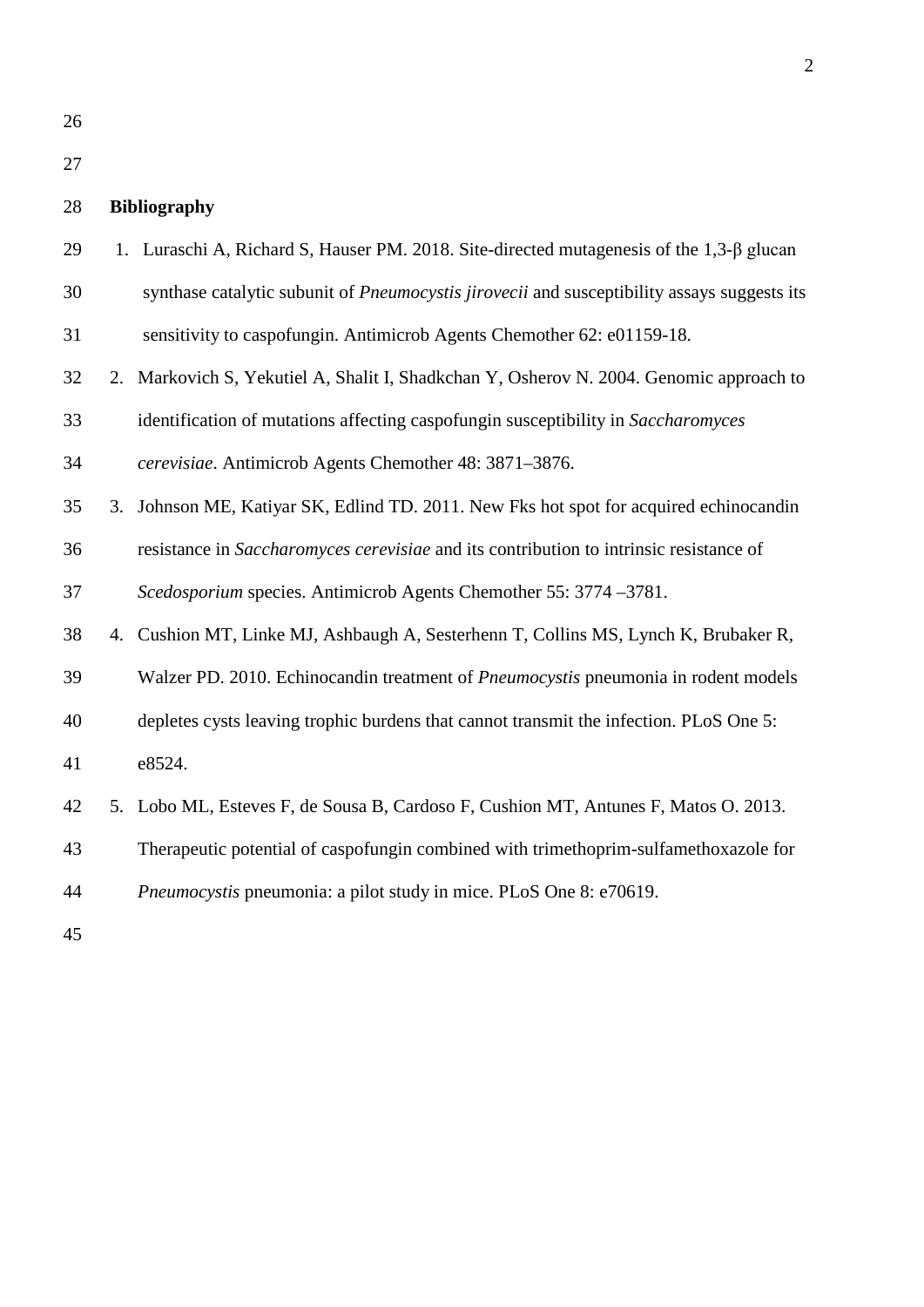**Bibliography**

1. Luraschi A, Richard S, Hauser PM. 2018. Site-directed mutagenesis of the 1,3-β glucan synthase catalytic subunit of *Pneumocystis jirovecii* and susceptibility assays suggests its sensitivity to caspofungin. Antimicrob Agents Chemother 62: e01159-18.
2. Markovich S, Yekutiel A, Shalit I, Shadkchan Y, Osherov N. 2004. Genomic approach to identification of mutations affecting caspofungin susceptibility in *Saccharomyces cerevisiae*. Antimicrob Agents Chemother 48: 3871–3876.
3. Johnson ME, Katiyar SK, Edlind TD. 2011. New Fks hot spot for acquired echinocandin resistance in *Saccharomyces cerevisiae* and its contribution to intrinsic resistance of *Scedosporium* species. Antimicrob Agents Chemother 55: 3774 –3781.
4. Cushion MT, Linke MJ, Ashbaugh A, Sesterhenn T, Collins MS, Lynch K, Brubaker R, Walzer PD. 2010. Echinocandin treatment of *Pneumocystis* pneumonia in rodent models depletes cysts leaving trophic burdens that cannot transmit the infection. PLoS One 5: e8524.
5. Lobo ML, Esteves F, de Sousa B, Cardoso F, Cushion MT, Antunes F, Matos O. 2013. Therapeutic potential of caspofungin combined with trimethoprim-sulfamethoxazole for *Pneumocystis* pneumonia: a pilot study in mice. PLoS One 8: e70619.